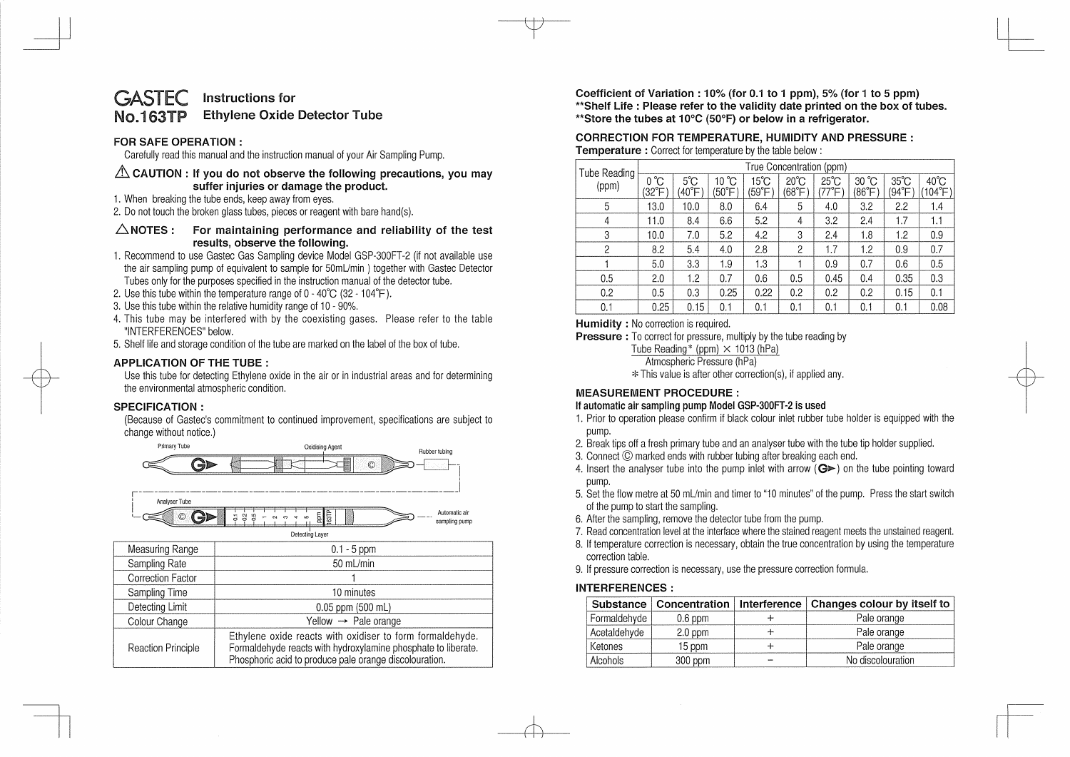# GASTEC No.163TP Instructions for Ethylene Oxide Detector Tube

## FOR SAFE OPERATION :

Carefully read this manual and the instruction manual of your Air Sampling Pump.

### ⚠ CAUTION : If you do not observe the following precautions, you may suffer injuries or damage the product.

1. When breaking the tube ends, keep away from eyes.
2. Do not touch the broken glass tubes, pieces or reagent with bare hand(s).

### △NOTES : For maintaining performance and reliability of the test results, observe the following.

1. Recommend to use Gastec Gas Sampling device Model GSP-300FT-2 (if not available use the air sampling pump of equivalent to sample for 50mL/min ) together with Gastec Detector Tubes only for the purposes specified in the instruction manual of the detector tube.
2. Use this tube within the temperature range of 0 - 40℃ (32 - 104°F).
3. Use this tube within the relative humidity range of 10 - 90%.
4. This tube may be interfered with by the coexisting gases. Please refer to the table "INTERFERENCES" below.
5. Shelf life and storage condition of the tube are marked on the label of the box of tube.

## APPLICATION OF THE TUBE :

Use this tube for detecting Ethylene oxide in the air or in industrial areas and for determining the environmental atmospheric condition.

## SPECIFICATION :

(Because of Gastec's commitment to continued improvement, specifications are subject to change without notice.)

Primary Tube — Oxidising Agent — Rubber tubing

Analyser Tube — Detecting Layer — Automatic air sampling pump

| Measuring Range | 0.1 - 5 ppm |
|---|---|
| Sampling Rate | 50 mL/min |
| Correction Factor | 1 |
| Sampling Time | 10 minutes |
| Detecting Limit | 0.05 ppm (500 mL) |
| Colour Change | Yellow → Pale orange |
| Reaction Principle | Ethylene oxide reacts with oxidiser to form formaldehyde. Formaldehyde reacts with hydroxylamine phosphate to liberate. Phosphoric acid to produce pale orange discolouration. |

**Coefficient of Variation : 10% (for 0.1 to 1 ppm), 5% (for 1 to 5 ppm)**
**\*\*Shelf Life : Please refer to the validity date printed on the box of tubes.**
**\*\*Store the tubes at 10°C (50°F) or below in a refrigerator.**

## CORRECTION FOR TEMPERATURE, HUMIDITY AND PRESSURE :

**Temperature :** Correct for temperature by the table below :

| Tube Reading (ppm) | True Concentration (ppm) | | | | | | | | |
|---|---|---|---|---|---|---|---|---|---|
| | 0 ℃ (32°F) | 5℃ (40°F) | 10 ℃ (50°F) | 15℃ (59°F) | 20℃ (68°F) | 25℃ (77°F) | 30 ℃ (86°F) | 35℃ (94°F) | 40℃ (104°F) |
| 5 | 13.0 | 10.0 | 8.0 | 6.4 | 5 | 4.0 | 3.2 | 2.2 | 1.4 |
| 4 | 11.0 | 8.4 | 6.6 | 5.2 | 4 | 3.2 | 2.4 | 1.7 | 1.1 |
| 3 | 10.0 | 7.0 | 5.2 | 4.2 | 3 | 2.4 | 1.8 | 1.2 | 0.9 |
| 2 | 8.2 | 5.4 | 4.0 | 2.8 | 2 | 1.7 | 1.2 | 0.9 | 0.7 |
| 1 | 5.0 | 3.3 | 1.9 | 1.3 | 1 | 0.9 | 0.7 | 0.6 | 0.5 |
| 0.5 | 2.0 | 1.2 | 0.7 | 0.6 | 0.5 | 0.45 | 0.4 | 0.35 | 0.3 |
| 0.2 | 0.5 | 0.3 | 0.25 | 0.22 | 0.2 | 0.2 | 0.2 | 0.15 | 0.1 |
| 0.1 | 0.25 | 0.15 | 0.1 | 0.1 | 0.1 | 0.1 | 0.1 | 0.1 | 0.08 |

**Humidity :** No correction is required.

**Pressure :** To correct for pressure, multiply by the tube reading by

$$\frac{\text{Tube Reading* (ppm)} \times 1013 \text{ (hPa)}}{\text{Atmospheric Pressure (hPa)}}$$

\* This value is after other correction(s), if applied any.

## MEASUREMENT PROCEDURE :

**If automatic air sampling pump Model GSP-300FT-2 is used**

1. Prior to operation please confirm if black colour inlet rubber tube holder is equipped with the pump.
2. Break tips off a fresh primary tube and an analyser tube with the tube tip holder supplied.
3. Connect © marked ends with rubber tubing after breaking each end.
4. Insert the analyser tube into the pump inlet with arrow (G►) on the tube pointing toward pump.
5. Set the flow metre at 50 mL/min and timer to "10 minutes" of the pump. Press the start switch of the pump to start the sampling.
6. After the sampling, remove the detector tube from the pump.
7. Read concentration level at the interface where the stained reagent meets the unstained reagent.
8. If temperature correction is necessary, obtain the true concentration by using the temperature correction table.
9. If pressure correction is necessary, use the pressure correction formula.

## INTERFERENCES :

| Substance | Concentration | Interference | Changes colour by itself to |
|---|---|---|---|
| Formaldehyde | 0.6 ppm | + | Pale orange |
| Acetaldehyde | 2.0 ppm | + | Pale orange |
| Ketones | 15 ppm | + | Pale orange |
| Alcohols | 300 ppm | − | No discolouration |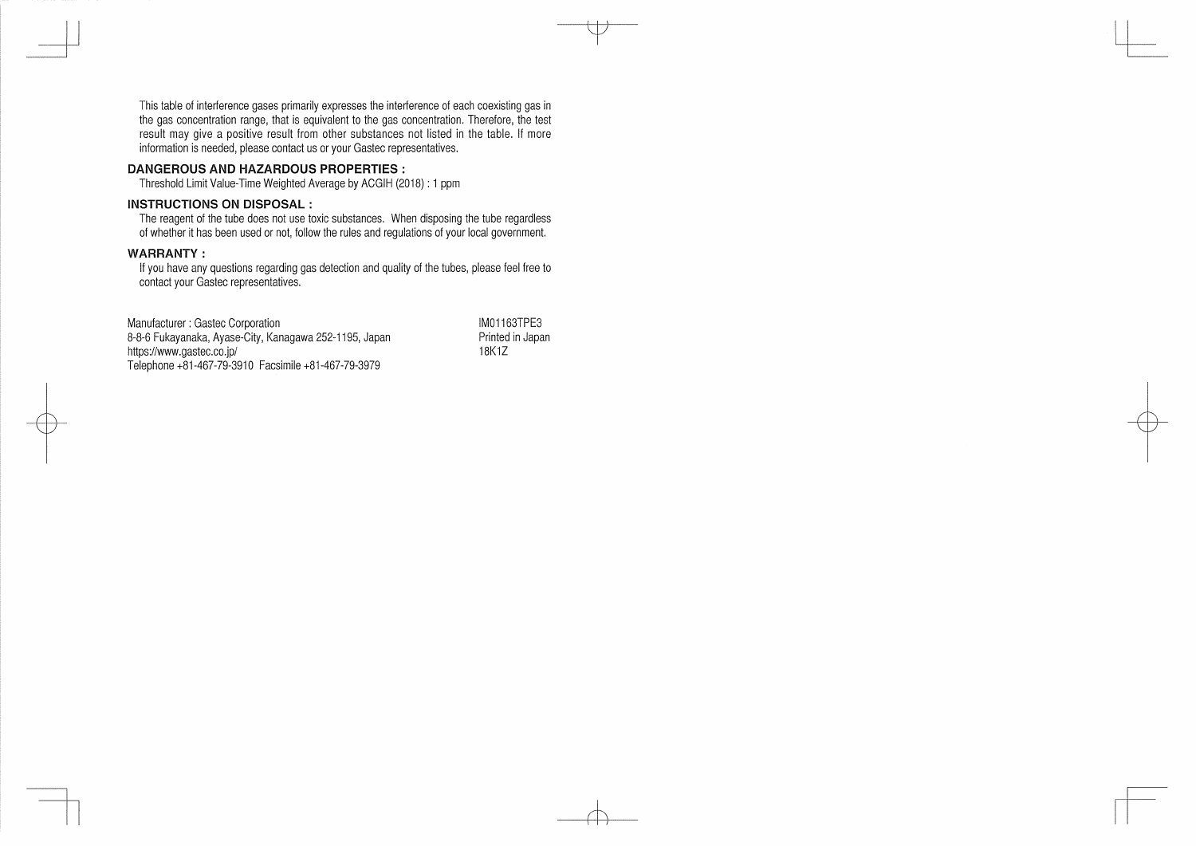This table of interference gases primarily expresses the interference of each coexisting gas in the gas concentration range, that is equivalent to the gas concentration. Therefore, the test result may give a positive result from other substances not listed in the table. If more information is needed, please contact us or your Gastec representatives.

### DANGEROUS AND HAZARDOUS PROPERTIES :

Threshold Limit Value-Time Weighted Average by ACGIH (2018) : 1 ppm

### INSTRUCTIONS ON DISPOSAL :

The reagent of the tube does not use toxic substances. When disposing the tube regardless of whether it has been used or not, follow the rules and regulations of your local government.

### WARRANTY :

If you have any questions regarding gas detection and quality of the tubes, please feel free to contact your Gastec representatives.

Manufacturer : Gastec Corporation
8-8-6 Fukayanaka, Ayase-City, Kanagawa 252-1195, Japan
https://www.gastec.co.jp/
Telephone +81-467-79-3910 Facsimile +81-467-79-3979

IM01163TPE3
Printed in Japan
18K1Z